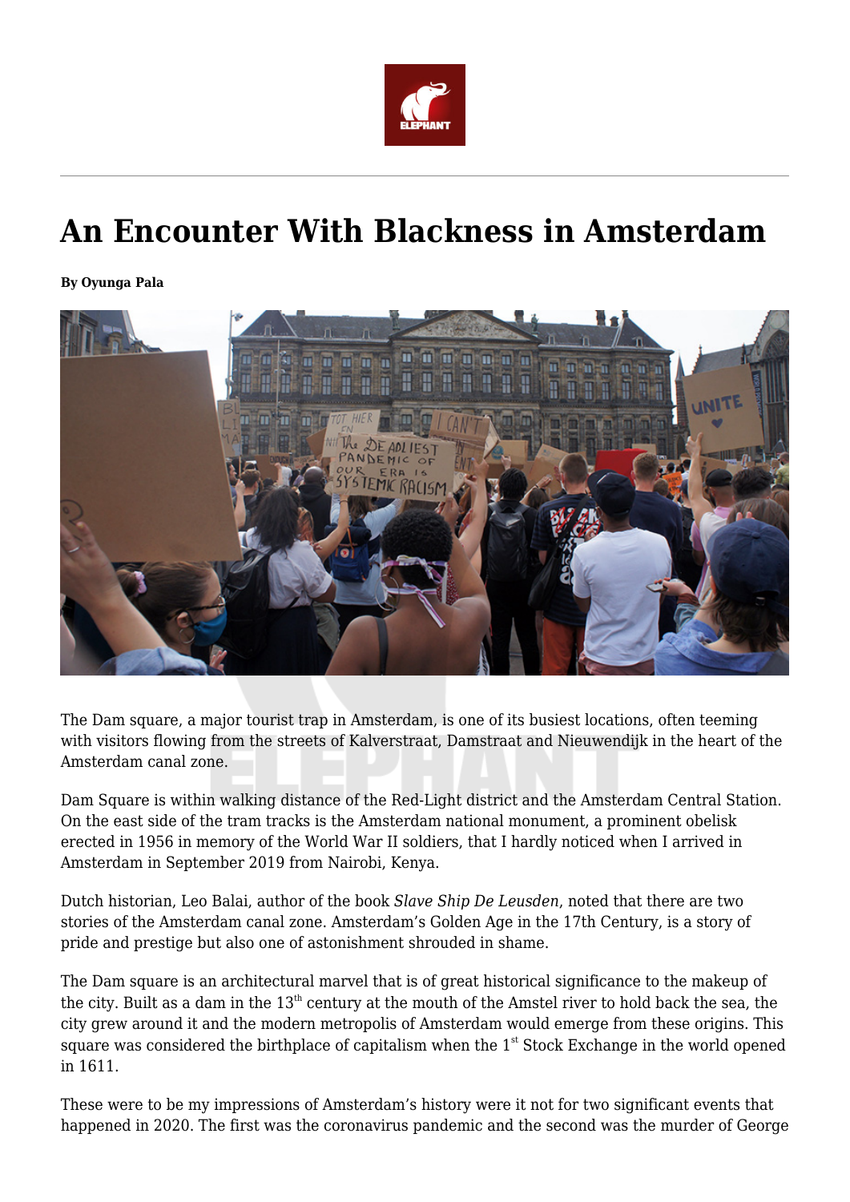# An Encounter With Blackness in Amsterdam

**By Oyunga Pala**

The Dam square, a major tourist trap in Amsterdam, is one of its busiest locations, often teeming with visitors flowing from the streets of Kalverstraat, Damstraat and Nieuwendijk in the heart of the Amsterdam canal zone.

Dam Square is within walking distance of the Red-Light district and the Amsterdam Central Station. On the east side of the tram tracks is the Amsterdam national monument, a prominent obelisk erected in 1956 in memory of the World War II soldiers, that I hardly noticed when I arrived in Amsterdam in September 2019 from Nairobi, Kenya.

Dutch historian, Leo Balai, author of the book *Slave Ship De Leusden*, noted that there are two stories of the Amsterdam canal zone. Amsterdam's Golden Age in the 17th Century, is a story of pride and prestige but also one of astonishment shrouded in shame.

The Dam square is an architectural marvel that is of great historical significance to the makeup of the city. Built as a dam in the 13th century at the mouth of the Amstel river to hold back the sea, the city grew around it and the modern metropolis of Amsterdam would emerge from these origins. This square was considered the birthplace of capitalism when the 1st Stock Exchange in the world opened in 1611.

These were to be my impressions of Amsterdam's history were it not for two significant events that happened in 2020. The first was the coronavirus pandemic and the second was the murder of George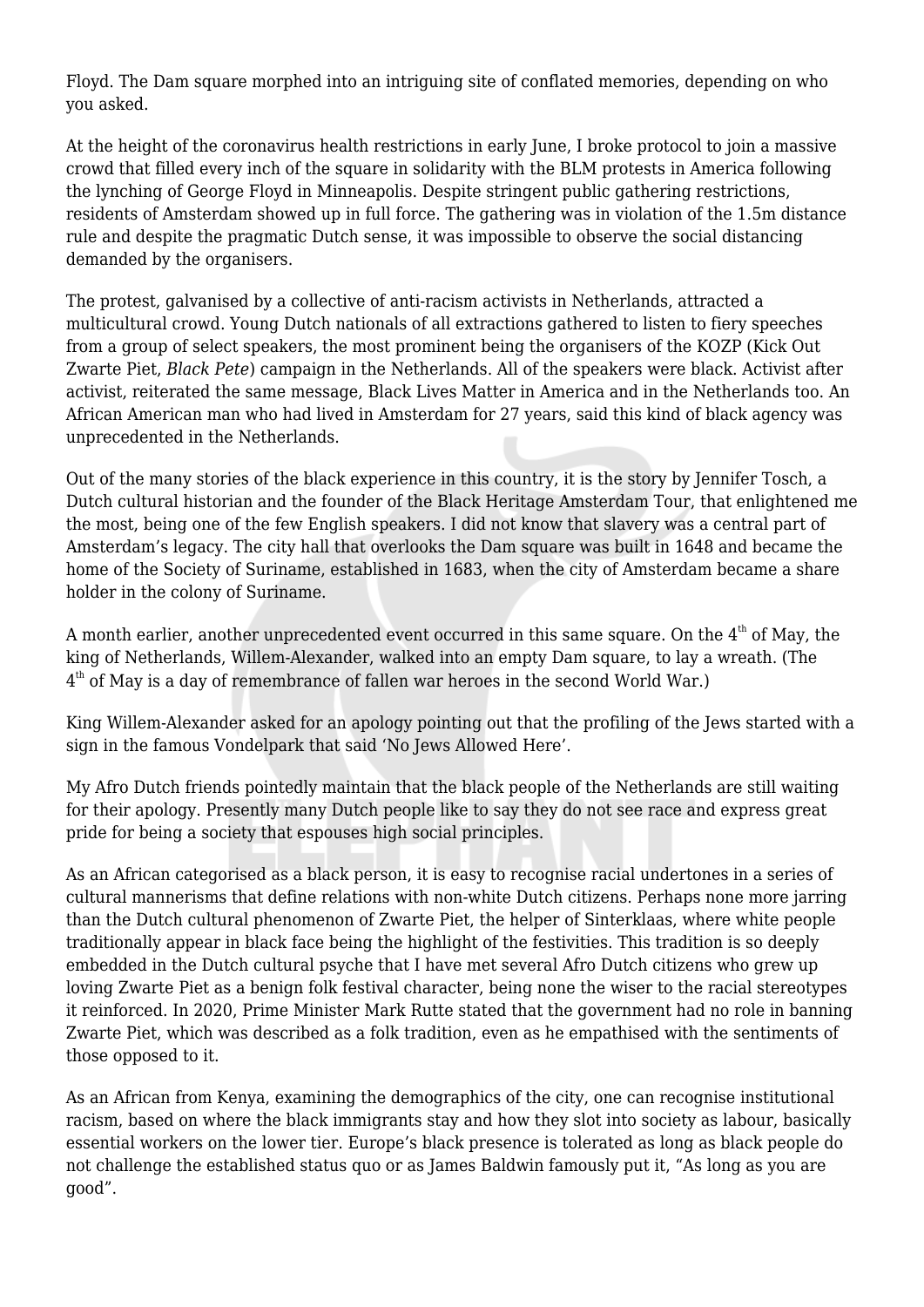Floyd. The Dam square morphed into an intriguing site of conflated memories, depending on who you asked.

At the height of the coronavirus health restrictions in early June, I broke protocol to join a massive crowd that filled every inch of the square in solidarity with the BLM protests in America following the lynching of George Floyd in Minneapolis. Despite stringent public gathering restrictions, residents of Amsterdam showed up in full force. The gathering was in violation of the 1.5m distance rule and despite the pragmatic Dutch sense, it was impossible to observe the social distancing demanded by the organisers.

The protest, galvanised by a collective of anti-racism activists in Netherlands, attracted a multicultural crowd. Young Dutch nationals of all extractions gathered to listen to fiery speeches from a group of select speakers, the most prominent being the organisers of the KOZP (Kick Out Zwarte Piet, *Black Pete*) campaign in the Netherlands. All of the speakers were black. Activist after activist, reiterated the same message, Black Lives Matter in America and in the Netherlands too. An African American man who had lived in Amsterdam for 27 years, said this kind of black agency was unprecedented in the Netherlands.

Out of the many stories of the black experience in this country, it is the story by Jennifer Tosch, a Dutch cultural historian and the founder of the Black Heritage Amsterdam Tour, that enlightened me the most, being one of the few English speakers. I did not know that slavery was a central part of Amsterdam's legacy. The city hall that overlooks the Dam square was built in 1648 and became the home of the Society of Suriname, established in 1683, when the city of Amsterdam became a share holder in the colony of Suriname.

A month earlier, another unprecedented event occurred in this same square. On the 4th of May, the king of Netherlands, Willem-Alexander, walked into an empty Dam square, to lay a wreath. (The 4th of May is a day of remembrance of fallen war heroes in the second World War.)

King Willem-Alexander asked for an apology pointing out that the profiling of the Jews started with a sign in the famous Vondelpark that said 'No Jews Allowed Here'.

My Afro Dutch friends pointedly maintain that the black people of the Netherlands are still waiting for their apology. Presently many Dutch people like to say they do not see race and express great pride for being a society that espouses high social principles.

As an African categorised as a black person, it is easy to recognise racial undertones in a series of cultural mannerisms that define relations with non-white Dutch citizens. Perhaps none more jarring than the Dutch cultural phenomenon of Zwarte Piet, the helper of Sinterklaas, where white people traditionally appear in black face being the highlight of the festivities. This tradition is so deeply embedded in the Dutch cultural psyche that I have met several Afro Dutch citizens who grew up loving Zwarte Piet as a benign folk festival character, being none the wiser to the racial stereotypes it reinforced. In 2020, Prime Minister Mark Rutte stated that the government had no role in banning Zwarte Piet, which was described as a folk tradition, even as he empathised with the sentiments of those opposed to it.

As an African from Kenya, examining the demographics of the city, one can recognise institutional racism, based on where the black immigrants stay and how they slot into society as labour, basically essential workers on the lower tier. Europe's black presence is tolerated as long as black people do not challenge the established status quo or as James Baldwin famously put it, "As long as you are good".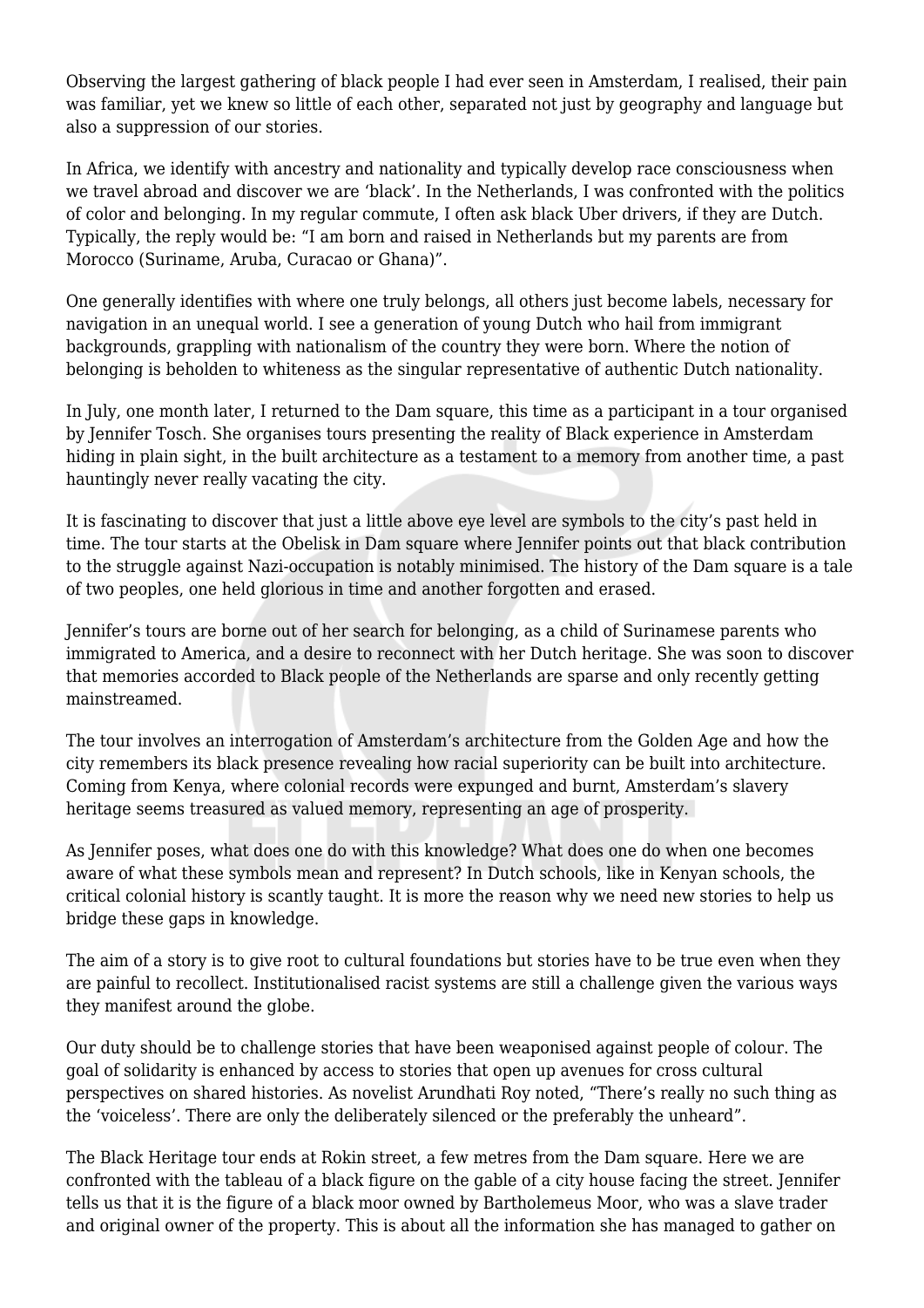Observing the largest gathering of black people I had ever seen in Amsterdam, I realised, their pain was familiar, yet we knew so little of each other, separated not just by geography and language but also a suppression of our stories.

In Africa, we identify with ancestry and nationality and typically develop race consciousness when we travel abroad and discover we are 'black'. In the Netherlands, I was confronted with the politics of color and belonging. In my regular commute, I often ask black Uber drivers, if they are Dutch. Typically, the reply would be: "I am born and raised in Netherlands but my parents are from Morocco (Suriname, Aruba, Curacao or Ghana)".

One generally identifies with where one truly belongs, all others just become labels, necessary for navigation in an unequal world. I see a generation of young Dutch who hail from immigrant backgrounds, grappling with nationalism of the country they were born. Where the notion of belonging is beholden to whiteness as the singular representative of authentic Dutch nationality.

In July, one month later, I returned to the Dam square, this time as a participant in a tour organised by Jennifer Tosch. She organises tours presenting the reality of Black experience in Amsterdam hiding in plain sight, in the built architecture as a testament to a memory from another time, a past hauntingly never really vacating the city.

It is fascinating to discover that just a little above eye level are symbols to the city's past held in time. The tour starts at the Obelisk in Dam square where Jennifer points out that black contribution to the struggle against Nazi-occupation is notably minimised. The history of the Dam square is a tale of two peoples, one held glorious in time and another forgotten and erased.

Jennifer's tours are borne out of her search for belonging, as a child of Surinamese parents who immigrated to America, and a desire to reconnect with her Dutch heritage. She was soon to discover that memories accorded to Black people of the Netherlands are sparse and only recently getting mainstreamed.

The tour involves an interrogation of Amsterdam's architecture from the Golden Age and how the city remembers its black presence revealing how racial superiority can be built into architecture. Coming from Kenya, where colonial records were expunged and burnt, Amsterdam's slavery heritage seems treasured as valued memory, representing an age of prosperity.

As Jennifer poses, what does one do with this knowledge? What does one do when one becomes aware of what these symbols mean and represent? In Dutch schools, like in Kenyan schools, the critical colonial history is scantly taught. It is more the reason why we need new stories to help us bridge these gaps in knowledge.

The aim of a story is to give root to cultural foundations but stories have to be true even when they are painful to recollect. Institutionalised racist systems are still a challenge given the various ways they manifest around the globe.

Our duty should be to challenge stories that have been weaponised against people of colour. The goal of solidarity is enhanced by access to stories that open up avenues for cross cultural perspectives on shared histories. As novelist Arundhati Roy noted, "There's really no such thing as the 'voiceless'. There are only the deliberately silenced or the preferably the unheard".

The Black Heritage tour ends at Rokin street, a few metres from the Dam square. Here we are confronted with the tableau of a black figure on the gable of a city house facing the street. Jennifer tells us that it is the figure of a black moor owned by Bartholemeus Moor, who was a slave trader and original owner of the property. This is about all the information she has managed to gather on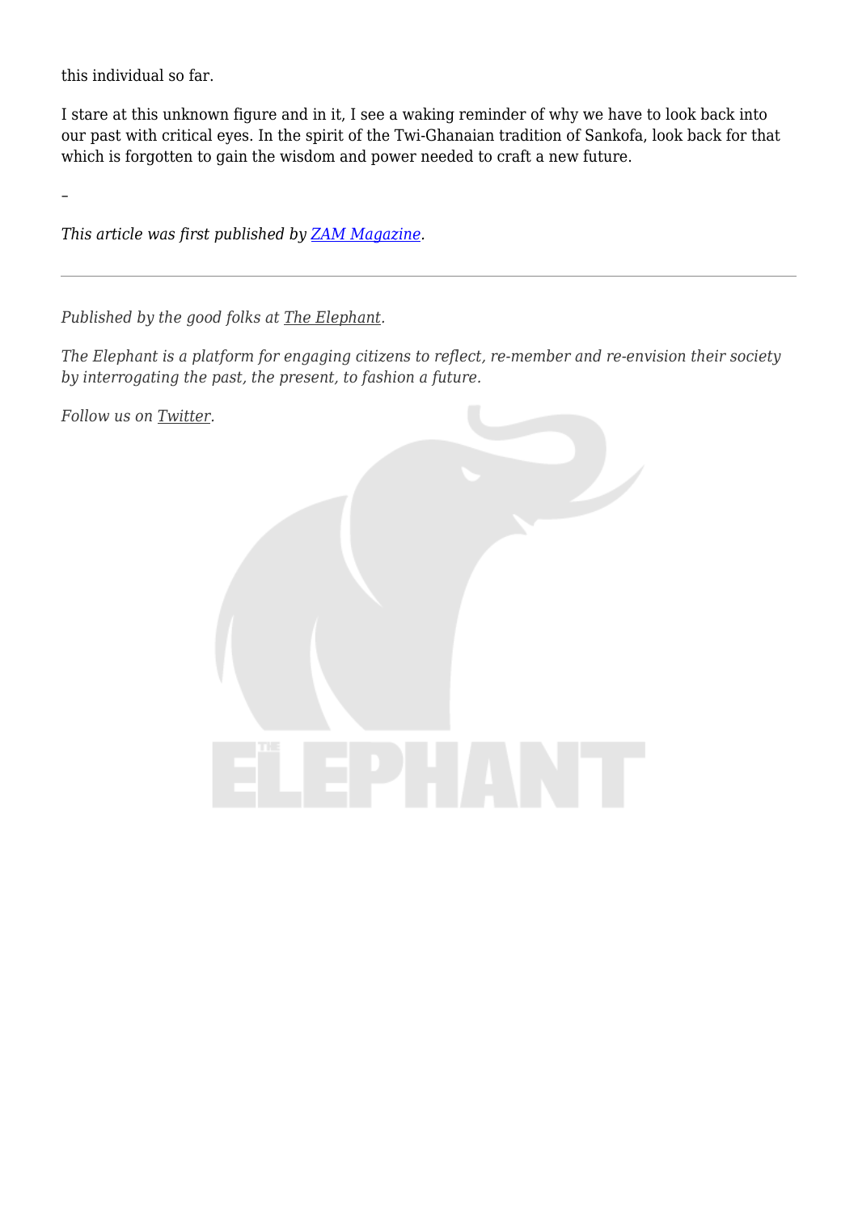this individual so far.

I stare at this unknown figure and in it, I see a waking reminder of why we have to look back into our past with critical eyes. In the spirit of the Twi-Ghanaian tradition of Sankofa, look back for that which is forgotten to gain the wisdom and power needed to craft a new future.

–

*This article was first published by ZAM Magazine.*

---

*Published by the good folks at The Elephant.*

*The Elephant is a platform for engaging citizens to reflect, re-member and re-envision their society by interrogating the past, the present, to fashion a future.*

*Follow us on Twitter.*